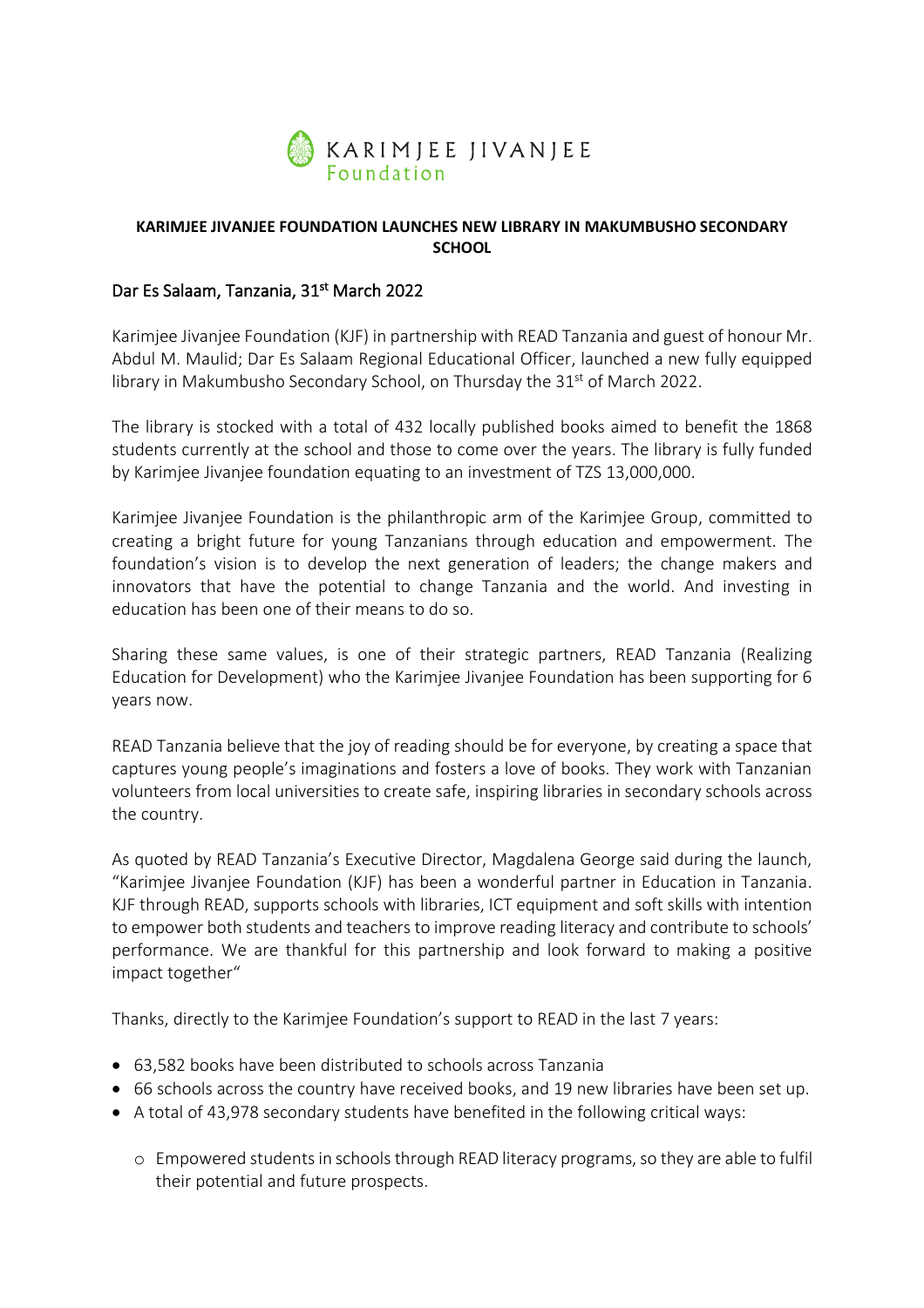KARIMJEE JIVANJEE Foundation

**KARIMJEE JIVANJEE FOUNDATION LAUNCHES NEW LIBRARY IN MAKUMBUSHO SECONDARY SCHOOL**

Dar Es Salaam, Tanzania, 31st March 2022

Karimjee Jivanjee Foundation (KJF) in partnership with READ Tanzania and guest of honour Mr. Abdul M. Maulid; Dar Es Salaam Regional Educational Officer, launched a new fully equipped library in Makumbusho Secondary School, on Thursday the 31st of March 2022.

The library is stocked with a total of 432 locally published books aimed to benefit the 1868 students currently at the school and those to come over the years. The library is fully funded by Karimjee Jivanjee foundation equating to an investment of TZS 13,000,000.

Karimjee Jivanjee Foundation is the philanthropic arm of the Karimjee Group, committed to creating a bright future for young Tanzanians through education and empowerment. The foundation's vision is to develop the next generation of leaders; the change makers and innovators that have the potential to change Tanzania and the world. And investing in education has been one of their means to do so.

Sharing these same values, is one of their strategic partners, READ Tanzania (Realizing Education for Development) who the Karimjee Jivanjee Foundation has been supporting for 6 years now.

READ Tanzania believe that the joy of reading should be for everyone, by creating a space that captures young people's imaginations and fosters a love of books. They work with Tanzanian volunteers from local universities to create safe, inspiring libraries in secondary schools across the country.

As quoted by READ Tanzania's Executive Director, Magdalena George said during the launch, "Karimjee Jivanjee Foundation (KJF) has been a wonderful partner in Education in Tanzania. KJF through READ, supports schools with libraries, ICT equipment and soft skills with intention to empower both students and teachers to improve reading literacy and contribute to schools' performance. We are thankful for this partnership and look forward to making a positive impact together"

Thanks, directly to the Karimjee Foundation's support to READ in the last 7 years:

- 63,582 books have been distributed to schools across Tanzania
- 66 schools across the country have received books, and 19 new libraries have been set up.
- A total of 43,978 secondary students have benefited in the following critical ways:
    - Empowered students in schools through READ literacy programs, so they are able to fulfil their potential and future prospects.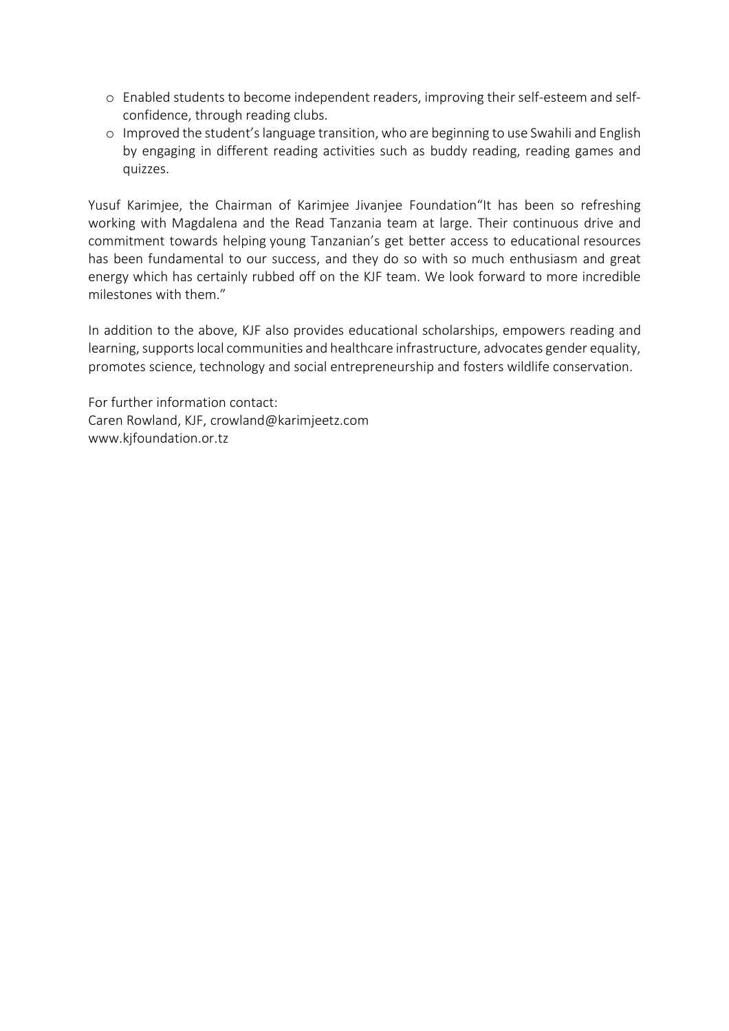- Enabled students to become independent readers, improving their self-esteem and self-confidence, through reading clubs.
- Improved the student's language transition, who are beginning to use Swahili and English by engaging in different reading activities such as buddy reading, reading games and quizzes.

Yusuf Karimjee, the Chairman of Karimjee Jivanjee Foundation"It has been so refreshing working with Magdalena and the Read Tanzania team at large. Their continuous drive and commitment towards helping young Tanzanian's get better access to educational resources has been fundamental to our success, and they do so with so much enthusiasm and great energy which has certainly rubbed off on the KJF team. We look forward to more incredible milestones with them."

In addition to the above, KJF also provides educational scholarships, empowers reading and learning, supports local communities and healthcare infrastructure, advocates gender equality, promotes science, technology and social entrepreneurship and fosters wildlife conservation.

For further information contact:
Caren Rowland, KJF, crowland@karimjeetz.com
www.kjfoundation.or.tz